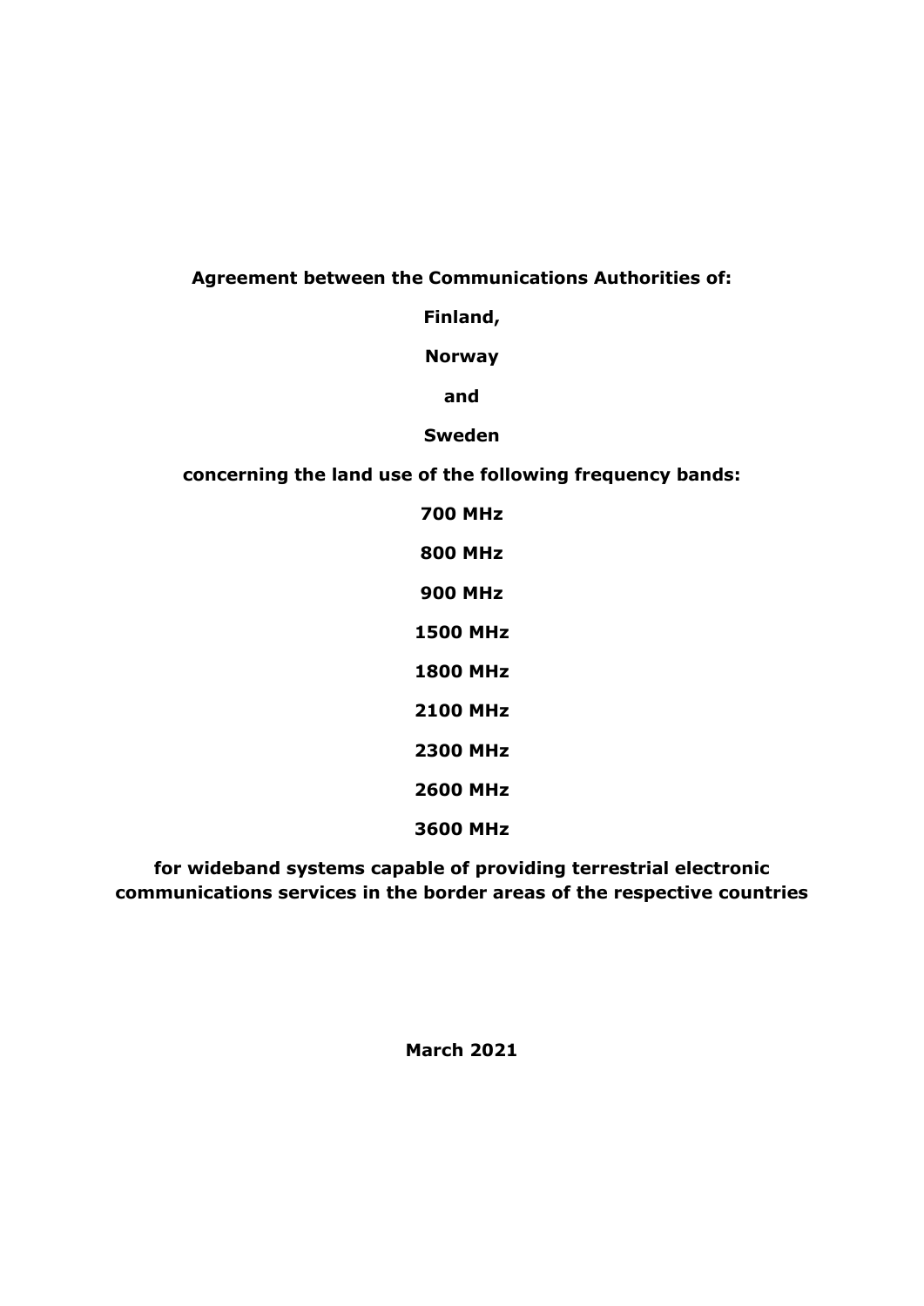**Agreement between the Communications Authorities of:**

**Finland,**

**Norway**

**and**

**Sweden**

**concerning the land use of the following frequency bands:**

**700 MHz**

**800 MHz**

**900 MHz**

**1500 MHz**

**1800 MHz**

**2100 MHz**

**2300 MHz**

**2600 MHz**

**3600 MHz**

**for wideband systems capable of providing terrestrial electronic communications services in the border areas of the respective countries**

**March 2021**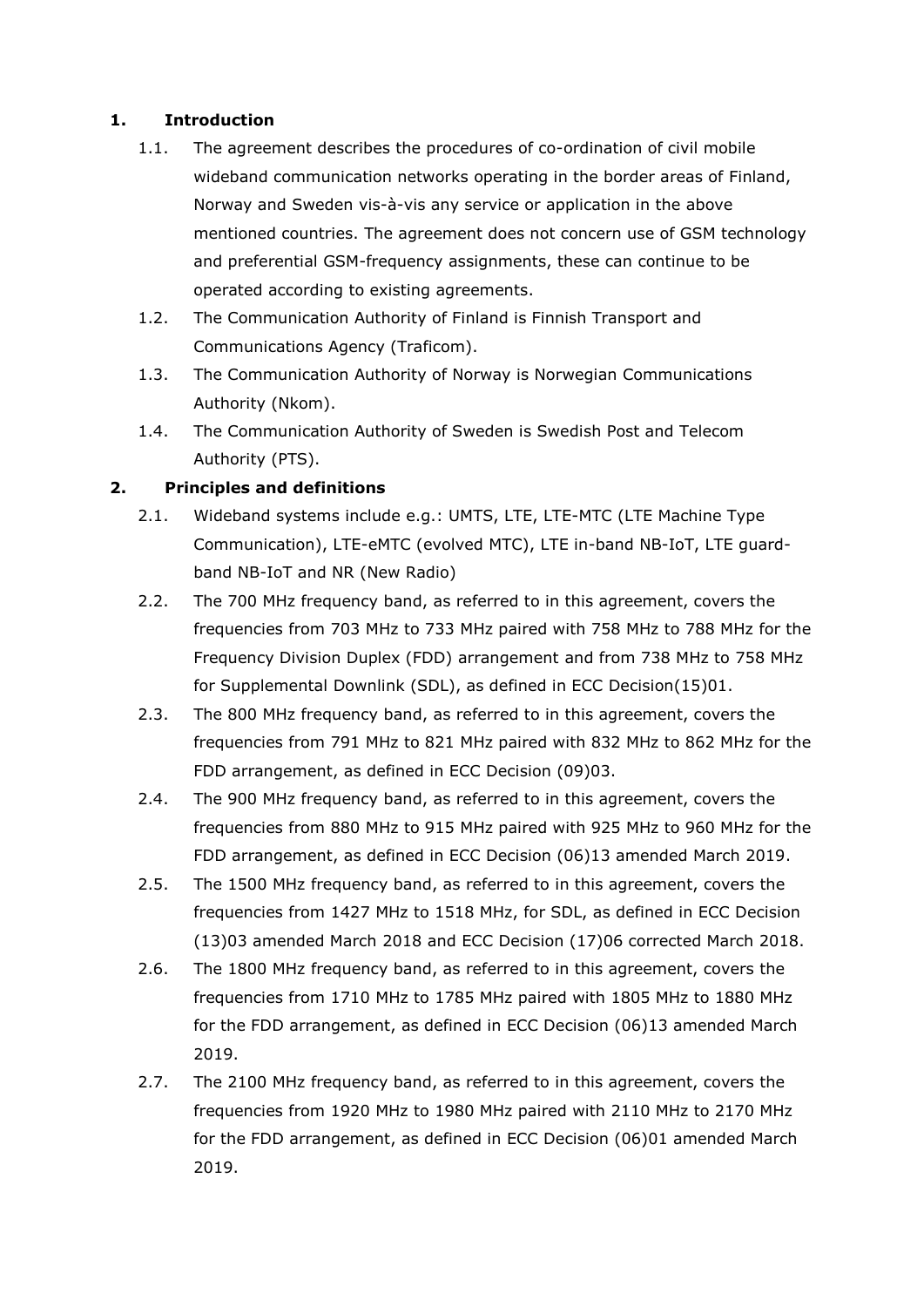## 1. Introduction

1.1. The agreement describes the procedures of co-ordination of civil mobile wideband communication networks operating in the border areas of Finland, Norway and Sweden vis-à-vis any service or application in the above mentioned countries. The agreement does not concern use of GSM technology and preferential GSM-frequency assignments, these can continue to be operated according to existing agreements.

1.2. The Communication Authority of Finland is Finnish Transport and Communications Agency (Traficom).

1.3. The Communication Authority of Norway is Norwegian Communications Authority (Nkom).

1.4. The Communication Authority of Sweden is Swedish Post and Telecom Authority (PTS).

## 2. Principles and definitions

2.1. Wideband systems include e.g.: UMTS, LTE, LTE-MTC (LTE Machine Type Communication), LTE-eMTC (evolved MTC), LTE in-band NB-IoT, LTE guard-band NB-IoT and NR (New Radio)

2.2. The 700 MHz frequency band, as referred to in this agreement, covers the frequencies from 703 MHz to 733 MHz paired with 758 MHz to 788 MHz for the Frequency Division Duplex (FDD) arrangement and from 738 MHz to 758 MHz for Supplemental Downlink (SDL), as defined in ECC Decision(15)01.

2.3. The 800 MHz frequency band, as referred to in this agreement, covers the frequencies from 791 MHz to 821 MHz paired with 832 MHz to 862 MHz for the FDD arrangement, as defined in ECC Decision (09)03.

2.4. The 900 MHz frequency band, as referred to in this agreement, covers the frequencies from 880 MHz to 915 MHz paired with 925 MHz to 960 MHz for the FDD arrangement, as defined in ECC Decision (06)13 amended March 2019.

2.5. The 1500 MHz frequency band, as referred to in this agreement, covers the frequencies from 1427 MHz to 1518 MHz, for SDL, as defined in ECC Decision (13)03 amended March 2018 and ECC Decision (17)06 corrected March 2018.

2.6. The 1800 MHz frequency band, as referred to in this agreement, covers the frequencies from 1710 MHz to 1785 MHz paired with 1805 MHz to 1880 MHz for the FDD arrangement, as defined in ECC Decision (06)13 amended March 2019.

2.7. The 2100 MHz frequency band, as referred to in this agreement, covers the frequencies from 1920 MHz to 1980 MHz paired with 2110 MHz to 2170 MHz for the FDD arrangement, as defined in ECC Decision (06)01 amended March 2019.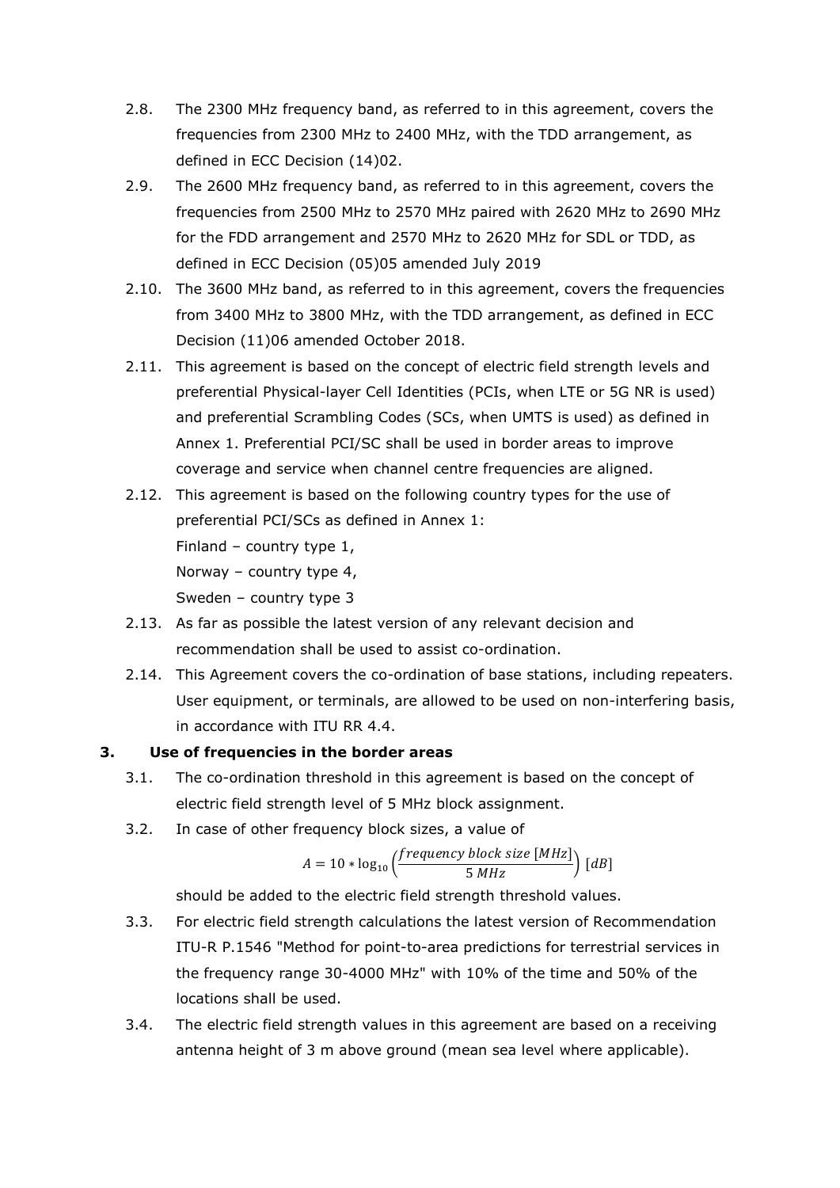2.8. The 2300 MHz frequency band, as referred to in this agreement, covers the frequencies from 2300 MHz to 2400 MHz, with the TDD arrangement, as defined in ECC Decision (14)02.

2.9. The 2600 MHz frequency band, as referred to in this agreement, covers the frequencies from 2500 MHz to 2570 MHz paired with 2620 MHz to 2690 MHz for the FDD arrangement and 2570 MHz to 2620 MHz for SDL or TDD, as defined in ECC Decision (05)05 amended July 2019

2.10. The 3600 MHz band, as referred to in this agreement, covers the frequencies from 3400 MHz to 3800 MHz, with the TDD arrangement, as defined in ECC Decision (11)06 amended October 2018.

2.11. This agreement is based on the concept of electric field strength levels and preferential Physical-layer Cell Identities (PCIs, when LTE or 5G NR is used) and preferential Scrambling Codes (SCs, when UMTS is used) as defined in Annex 1. Preferential PCI/SC shall be used in border areas to improve coverage and service when channel centre frequencies are aligned.

2.12. This agreement is based on the following country types for the use of preferential PCI/SCs as defined in Annex 1:
Finland – country type 1,
Norway – country type 4,
Sweden – country type 3

2.13. As far as possible the latest version of any relevant decision and recommendation shall be used to assist co-ordination.

2.14. This Agreement covers the co-ordination of base stations, including repeaters. User equipment, or terminals, are allowed to be used on non-interfering basis, in accordance with ITU RR 4.4.

## 3. Use of frequencies in the border areas

3.1. The co-ordination threshold in this agreement is based on the concept of electric field strength level of 5 MHz block assignment.

3.2. In case of other frequency block sizes, a value of

$$A = 10 * \log_{10}\left(\frac{frequency\ block\ size\ [MHz]}{5\ MHz}\right)\ [dB]$$

should be added to the electric field strength threshold values.

3.3. For electric field strength calculations the latest version of Recommendation ITU-R P.1546 "Method for point-to-area predictions for terrestrial services in the frequency range 30-4000 MHz" with 10% of the time and 50% of the locations shall be used.

3.4. The electric field strength values in this agreement are based on a receiving antenna height of 3 m above ground (mean sea level where applicable).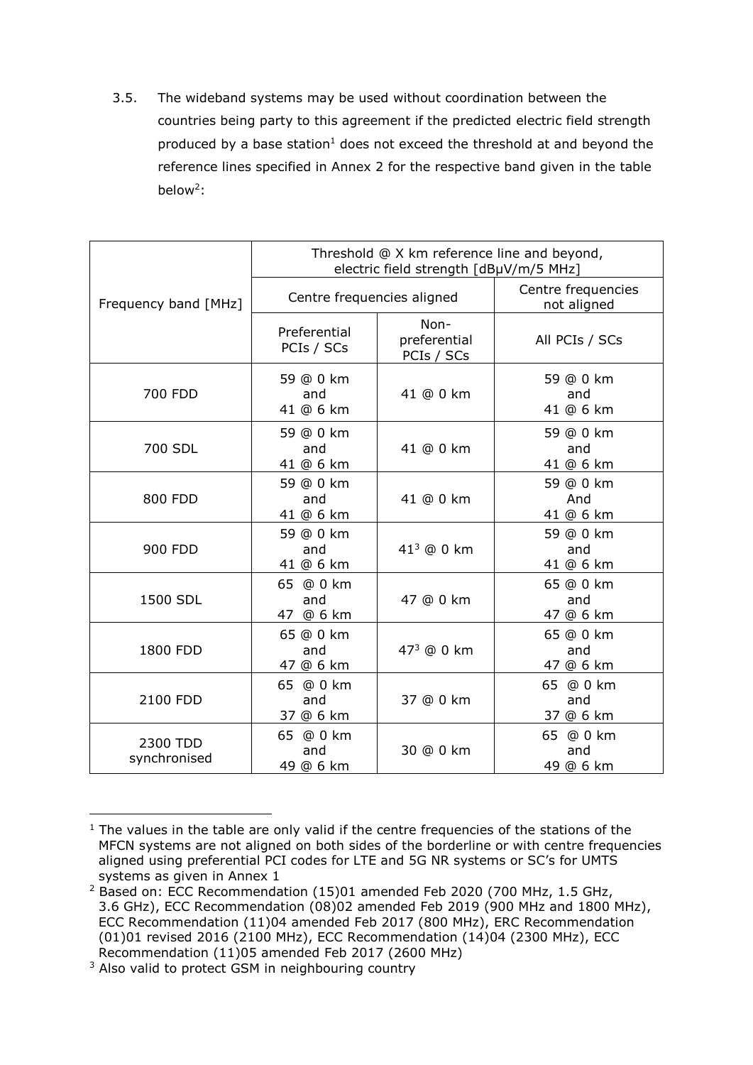3.5. The wideband systems may be used without coordination between the countries being party to this agreement if the predicted electric field strength produced by a base station[1] does not exceed the threshold at and beyond the reference lines specified in Annex 2 for the respective band given in the table below[2]:

| Frequency band [MHz] | Threshold @ X km reference line and beyond, electric field strength [dBµV/m/5 MHz] | | |
|---|---|---|---|
| | Centre frequencies aligned | | Centre frequencies not aligned |
| | Preferential PCIs / SCs | Non-preferential PCIs / SCs | All PCIs / SCs |
| 700 FDD | 59 @ 0 km and 41 @ 6 km | 41 @ 0 km | 59 @ 0 km and 41 @ 6 km |
| 700 SDL | 59 @ 0 km and 41 @ 6 km | 41 @ 0 km | 59 @ 0 km and 41 @ 6 km |
| 800 FDD | 59 @ 0 km and 41 @ 6 km | 41 @ 0 km | 59 @ 0 km And 41 @ 6 km |
| 900 FDD | 59 @ 0 km and 41 @ 6 km | 41[3] @ 0 km | 59 @ 0 km and 41 @ 6 km |
| 1500 SDL | 65 @ 0 km and 47 @ 6 km | 47 @ 0 km | 65 @ 0 km and 47 @ 6 km |
| 1800 FDD | 65 @ 0 km and 47 @ 6 km | 47[3] @ 0 km | 65 @ 0 km and 47 @ 6 km |
| 2100 FDD | 65 @ 0 km and 37 @ 6 km | 37 @ 0 km | 65 @ 0 km and 37 @ 6 km |
| 2300 TDD synchronised | 65 @ 0 km and 49 @ 6 km | 30 @ 0 km | 65 @ 0 km and 49 @ 6 km |

[1] The values in the table are only valid if the centre frequencies of the stations of the MFCN systems are not aligned on both sides of the borderline or with centre frequencies aligned using preferential PCI codes for LTE and 5G NR systems or SC's for UMTS systems as given in Annex 1

[2] Based on: ECC Recommendation (15)01 amended Feb 2020 (700 MHz, 1.5 GHz, 3.6 GHz), ECC Recommendation (08)02 amended Feb 2019 (900 MHz and 1800 MHz), ECC Recommendation (11)04 amended Feb 2017 (800 MHz), ERC Recommendation (01)01 revised 2016 (2100 MHz), ECC Recommendation (14)04 (2300 MHz), ECC Recommendation (11)05 amended Feb 2017 (2600 MHz)

[3] Also valid to protect GSM in neighbouring country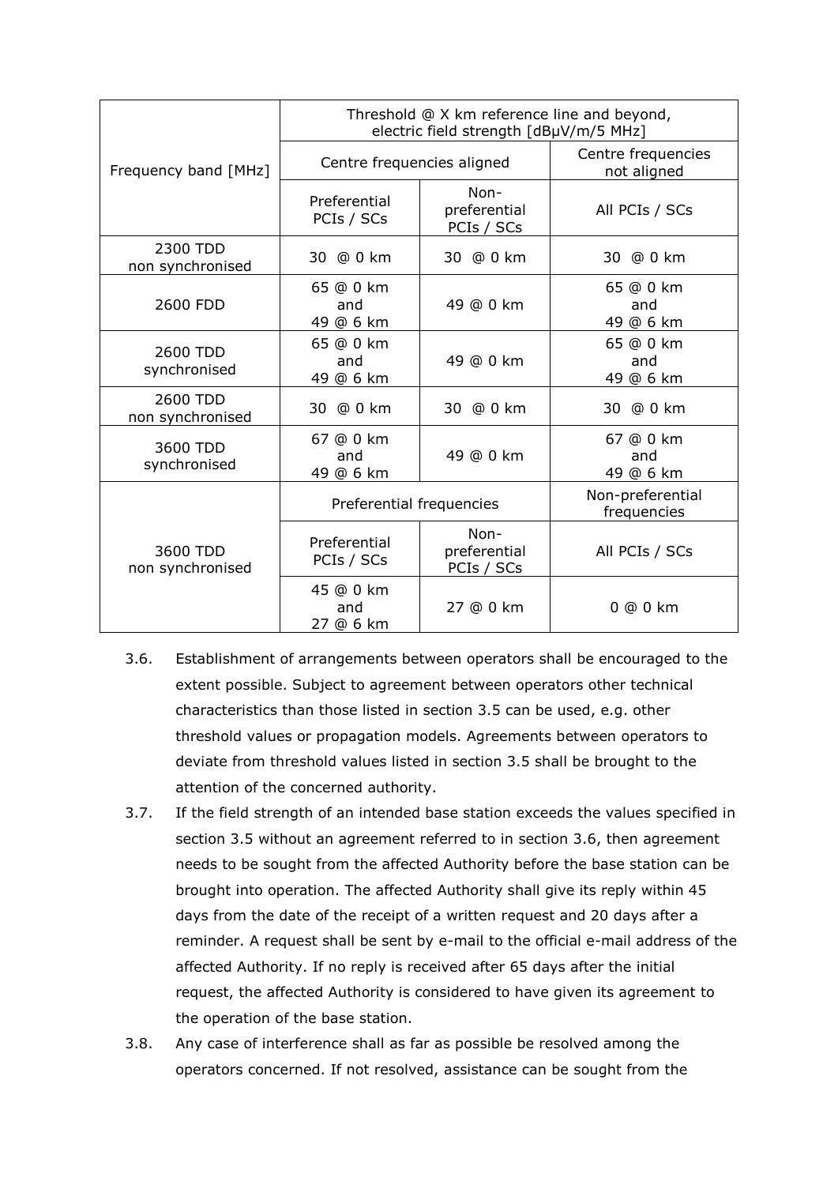| Frequency band [MHz] | Threshold @ X km reference line and beyond, electric field strength [dBµV/m/5 MHz] | | |
|---|---|---|---|
| | Centre frequencies aligned | | Centre frequencies not aligned |
| | Preferential PCIs / SCs | Non-preferential PCIs / SCs | All PCIs / SCs |
| 2300 TDD non synchronised | 30 @ 0 km | 30 @ 0 km | 30 @ 0 km |
| 2600 FDD | 65 @ 0 km and 49 @ 6 km | 49 @ 0 km | 65 @ 0 km and 49 @ 6 km |
| 2600 TDD synchronised | 65 @ 0 km and 49 @ 6 km | 49 @ 0 km | 65 @ 0 km and 49 @ 6 km |
| 2600 TDD non synchronised | 30 @ 0 km | 30 @ 0 km | 30 @ 0 km |
| 3600 TDD synchronised | 67 @ 0 km and 49 @ 6 km | 49 @ 0 km | 67 @ 0 km and 49 @ 6 km |
| 3600 TDD non synchronised | Preferential frequencies | | Non-preferential frequencies |
| | Preferential PCIs / SCs | Non-preferential PCIs / SCs | All PCIs / SCs |
| | 45 @ 0 km and 27 @ 6 km | 27 @ 0 km | 0 @ 0 km |

3.6. Establishment of arrangements between operators shall be encouraged to the extent possible. Subject to agreement between operators other technical characteristics than those listed in section 3.5 can be used, e.g. other threshold values or propagation models. Agreements between operators to deviate from threshold values listed in section 3.5 shall be brought to the attention of the concerned authority.

3.7. If the field strength of an intended base station exceeds the values specified in section 3.5 without an agreement referred to in section 3.6, then agreement needs to be sought from the affected Authority before the base station can be brought into operation. The affected Authority shall give its reply within 45 days from the date of the receipt of a written request and 20 days after a reminder. A request shall be sent by e-mail to the official e-mail address of the affected Authority. If no reply is received after 65 days after the initial request, the affected Authority is considered to have given its agreement to the operation of the base station.

3.8. Any case of interference shall as far as possible be resolved among the operators concerned. If not resolved, assistance can be sought from the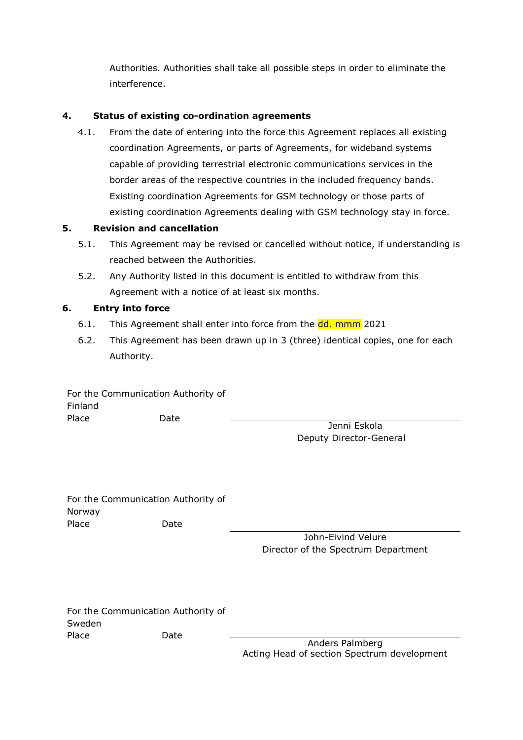Authorities. Authorities shall take all possible steps in order to eliminate the interference.

## 4. Status of existing co-ordination agreements

4.1. From the date of entering into the force this Agreement replaces all existing coordination Agreements, or parts of Agreements, for wideband systems capable of providing terrestrial electronic communications services in the border areas of the respective countries in the included frequency bands. Existing coordination Agreements for GSM technology or those parts of existing coordination Agreements dealing with GSM technology stay in force.

## 5. Revision and cancellation

5.1. This Agreement may be revised or cancelled without notice, if understanding is reached between the Authorities.

5.2. Any Authority listed in this document is entitled to withdraw from this Agreement with a notice of at least six months.

## 6. Entry into force

6.1. This Agreement shall enter into force from the dd. mmm 2021

6.2. This Agreement has been drawn up in 3 (three) identical copies, one for each Authority.

For the Communication Authority of Finland
Place Date

______________________________
Jenni Eskola
Deputy Director-General

For the Communication Authority of Norway
Place Date

______________________________
John-Eivind Velure
Director of the Spectrum Department

For the Communication Authority of Sweden
Place Date

______________________________
Anders Palmberg
Acting Head of section Spectrum development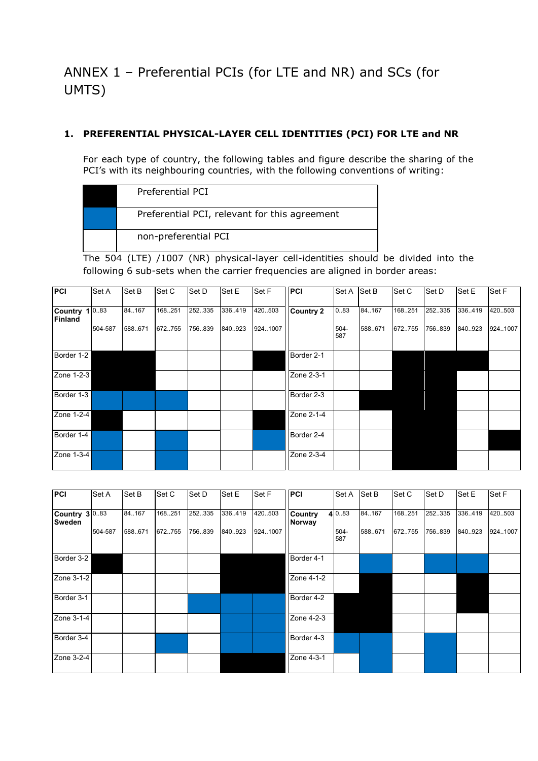# ANNEX 1 – Preferential PCIs (for LTE and NR) and SCs (for UMTS)

## 1. PREFERENTIAL PHYSICAL-LAYER CELL IDENTITIES (PCI) FOR LTE and NR

For each type of country, the following tables and figure describe the sharing of the PCI's with its neighbouring countries, with the following conventions of writing:

| | |
|---|---|
| Black | Preferential PCI |
| Blue | Preferential PCI, relevant for this agreement |
| | non-preferential PCI |

The 504 (LTE) /1007 (NR) physical-layer cell-identities should be divided into the following 6 sub-sets when the carrier frequencies are aligned in border areas:

| PCI | Set A | Set B | Set C | Set D | Set E | Set F |
|---|---|---|---|---|---|---|
| **Country 1 Finland** | 0..83<br>504-587 | 84..167<br>588..671 | 168..251<br>672..755 | 252..335<br>756..839 | 336..419<br>840..923 | 420..503<br>924..1007 |
| Border 1-2 | Black | Black | | | | Black |
| Zone 1-2-3 | Black | Black | | | | |
| Border 1-3 | Blue | Blue | Blue | | | |
| Zone 1-2-4 | Black | | | | | Black |
| Border 1-4 | Blue | | Blue | | | Blue |
| Zone 1-3-4 | Blue | | Blue | | | |

| PCI | Set A | Set B | Set C | Set D | Set E | Set F |
|---|---|---|---|---|---|---|
| **Country 2** | 0..83<br>504-587 | 84..167<br>588..671 | 168..251<br>672..755 | 252..335<br>756..839 | 336..419<br>840..923 | 420..503<br>924..1007 |
| Border 2-1 | | | Black | Black | Black | |
| Zone 2-3-1 | | | Black | Black | | |
| Border 2-3 | | Black | Black | Black | | |
| Zone 2-1-4 | | | Black | Black | | |
| Border 2-4 | | | Black | Black | | Black |
| Zone 2-3-4 | | | Black | Black | | |

| PCI | Set A | Set B | Set C | Set D | Set E | Set F |
|---|---|---|---|---|---|---|
| **Country 3 Sweden** | 0..83<br>504-587 | 84..167<br>588..671 | 168..251<br>672..755 | 252..335<br>756..839 | 336..419<br>840..923 | 420..503<br>924..1007 |
| Border 3-2 | Black | | | | Black | Black |
| Zone 3-1-2 | | | | | Black | Black |
| Border 3-1 | | | | Blue | Blue | Blue |
| Zone 3-1-4 | | | | | Blue | Blue |
| Border 3-4 | | | Blue | | Blue | Blue |
| Zone 3-2-4 | | | | | Black | Black |

| PCI | Set A | Set B | Set C | Set D | Set E | Set F |
|---|---|---|---|---|---|---|
| **Country 4 Norway** | 0..83<br>504-587 | 84..167<br>588..671 | 168..251<br>672..755 | 252..335<br>756..839 | 336..419<br>840..923 | 420..503<br>924..1007 |
| Border 4-1 | | Blue | | Blue | Blue | |
| Zone 4-1-2 | | Black | | | Black | |
| Border 4-2 | Black | Black | | | Black | |
| Zone 4-2-3 | Black | Black | | | | |
| Border 4-3 | Blue | Blue | | Blue | | |
| Zone 4-3-1 | | Blue | | Blue | | |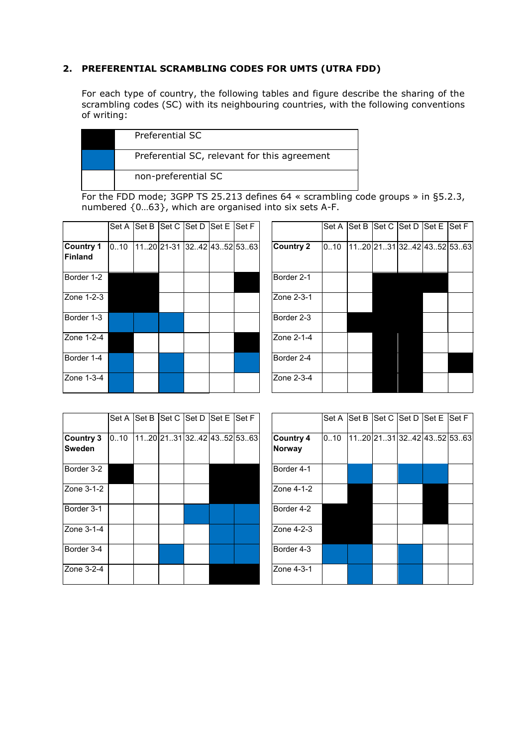## 2. PREFERENTIAL SCRAMBLING CODES FOR UMTS (UTRA FDD)

For each type of country, the following tables and figure describe the sharing of the scrambling codes (SC) with its neighbouring countries, with the following conventions of writing:

| Colour | Meaning |
|---|---|
| Black | Preferential SC |
| Blue | Preferential SC, relevant for this agreement |
| (White) | non-preferential SC |

For the FDD mode; 3GPP TS 25.213 defines 64 « scrambling code groups » in §5.2.3, numbered {0…63}, which are organised into six sets A-F.

| | Set A | Set B | Set C | Set D | Set E | Set F |
|---|---|---|---|---|---|---|
| **Country 1 Finland** | 0..10 | 11..20 | 21-31 | 32..42 | 43..52 | 53..63 |
| Border 1-2 | Black | Black | | | | Black |
| Zone 1-2-3 | Black | Black | | | | |
| Border 1-3 | Blue | Blue | Blue | | | |
| Zone 1-2-4 | Black | | | | | Black |
| Border 1-4 | Blue | | Blue | | | Blue |
| Zone 1-3-4 | Blue | | Blue | | | |

| | Set A | Set B | Set C | Set D | Set E | Set F |
|---|---|---|---|---|---|---|
| **Country 2** | 0..10 | 11..20 | 21..31 | 32..42 | 43..52 | 53..63 |
| Border 2-1 | | | Black | Black | Black | |
| Zone 2-3-1 | | | Black | Black | | |
| Border 2-3 | | Black | Black | Black | | |
| Zone 2-1-4 | | | Black | Black | | |
| Border 2-4 | | | Black | Black | | Black |
| Zone 2-3-4 | | | Black | Black | | |

| | Set A | Set B | Set C | Set D | Set E | Set F |
|---|---|---|---|---|---|---|
| **Country 3 Sweden** | 0..10 | 11..20 | 21..31 | 32..42 | 43..52 | 53..63 |
| Border 3-2 | Black | | | | Black | Black |
| Zone 3-1-2 | | | | | Black | Black |
| Border 3-1 | | | | Blue | Blue | Blue |
| Zone 3-1-4 | | | | | Blue | Blue |
| Border 3-4 | | | Blue | | Blue | Blue |
| Zone 3-2-4 | | | | | Black | Black |

| | Set A | Set B | Set C | Set D | Set E | Set F |
|---|---|---|---|---|---|---|
| **Country 4 Norway** | 0..10 | 11..20 | 21..31 | 32..42 | 43..52 | 53..63 |
| Border 4-1 | | Blue | | Blue | Blue | |
| Zone 4-1-2 | | Black | | | Black | |
| Border 4-2 | Black | Black | | | Black | |
| Zone 4-2-3 | Black | Black | | | | |
| Border 4-3 | Blue | Blue | | Blue | | |
| Zone 4-3-1 | | Blue | | Blue | | |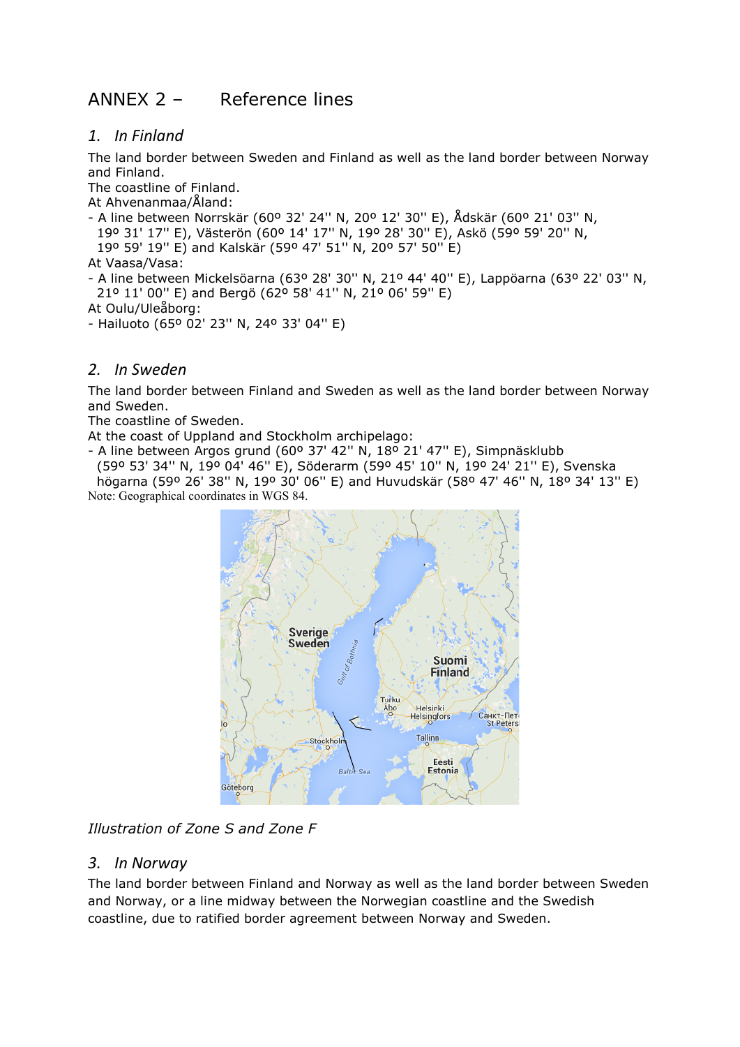# ANNEX 2 – Reference lines

## 1. *In Finland*

The land border between Sweden and Finland as well as the land border between Norway and Finland.
The coastline of Finland.
At Ahvenanmaa/Åland:
- A line between Norrskär (60º 32' 24'' N, 20º 12' 30'' E), Ådskär (60º 21' 03'' N, 19º 31' 17'' E), Västerön (60º 14' 17'' N, 19º 28' 30'' E), Askö (59º 59' 20'' N, 19º 59' 19'' E) and Kalskär (59º 47' 51'' N, 20º 57' 50'' E)

At Vaasa/Vasa:
- A line between Mickelsöarna (63º 28' 30'' N, 21º 44' 40'' E), Lappöarna (63º 22' 03'' N, 21º 11' 00'' E) and Bergö (62º 58' 41'' N, 21º 06' 59'' E)

At Oulu/Uleåborg:
- Hailuoto (65º 02' 23'' N, 24º 33' 04'' E)

## 2. *In Sweden*

The land border between Finland and Sweden as well as the land border between Norway and Sweden.
The coastline of Sweden.
At the coast of Uppland and Stockholm archipelago:
- A line between Argos grund (60º 37' 42'' N, 18º 21' 47'' E), Simpnäsklubb (59º 53' 34'' N, 19º 04' 46'' E), Söderarm (59º 45' 10'' N, 19º 24' 21'' E), Svenska högarna (59º 26' 38'' N, 19º 30' 06'' E) and Huvudskär (58º 47' 46'' N, 18º 34' 13'' E)

Note: Geographical coordinates in WGS 84.

Sverige
Sweden
Gulf of Bothnia
Suomi
Finland
Turku
Åbo
Helsinki
Helsingfors
Санкт-Пет
St Peters
Stockholm
Tallinn
Eesti
Estonia
Baltic Sea
Göteborg
lo

*Illustration of Zone S and Zone F*

## 3. *In Norway*

The land border between Finland and Norway as well as the land border between Sweden and Norway, or a line midway between the Norwegian coastline and the Swedish coastline, due to ratified border agreement between Norway and Sweden.